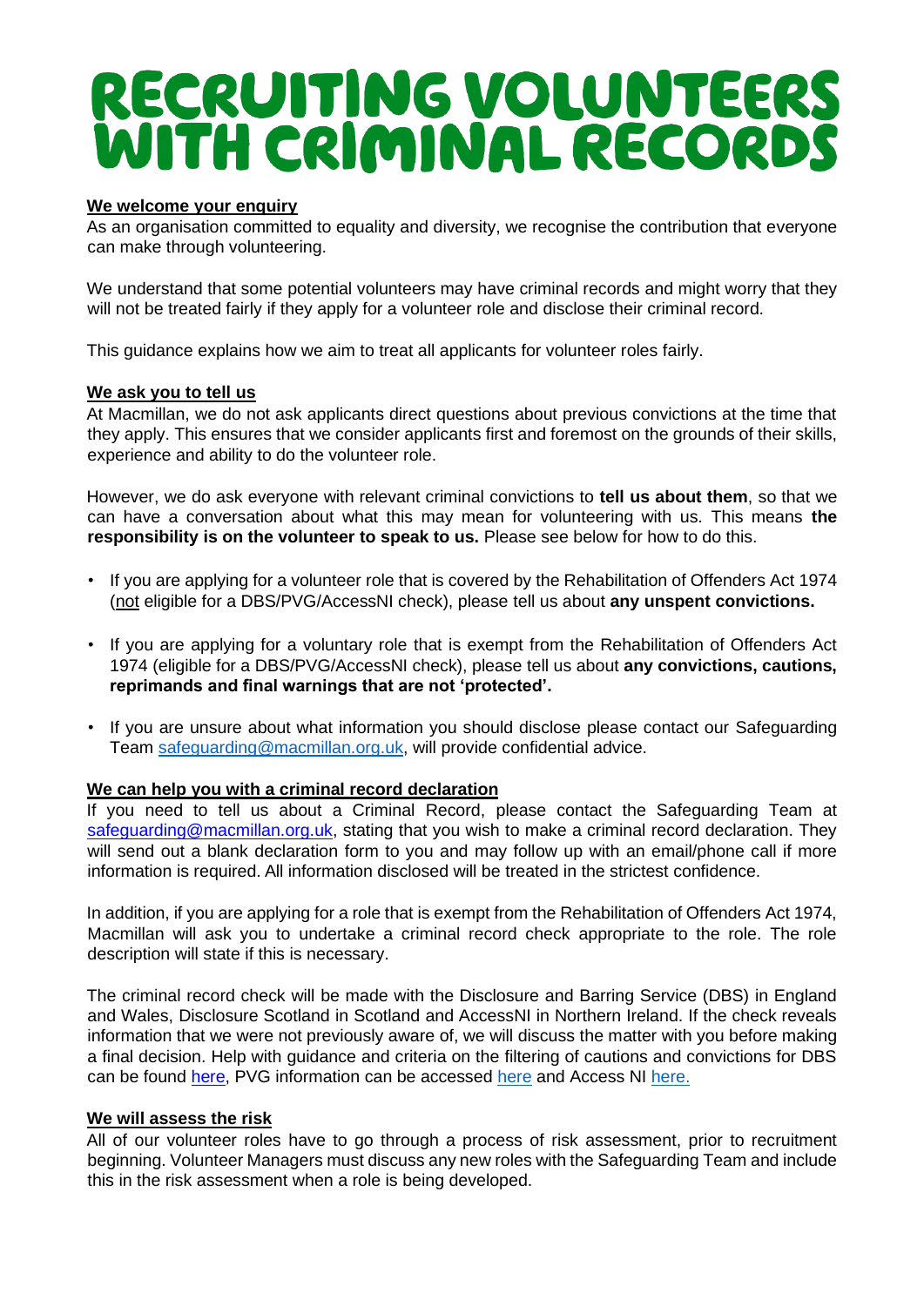# RECRUITING VOLUNTEERS WITH CRIMINAL RECORDS

## We welcome your enquiry

As an organisation committed to equality and diversity, we recognise the contribution that everyone can make through volunteering.

We understand that some potential volunteers may have criminal records and might worry that they will not be treated fairly if they apply for a volunteer role and disclose their criminal record.

This guidance explains how we aim to treat all applicants for volunteer roles fairly.

## We ask you to tell us

At Macmillan, we do not ask applicants direct questions about previous convictions at the time that they apply. This ensures that we consider applicants first and foremost on the grounds of their skills, experience and ability to do the volunteer role.

However, we do ask everyone with relevant criminal convictions to **tell us about them**, so that we can have a conversation about what this may mean for volunteering with us. This means **the responsibility is on the volunteer to speak to us.** Please see below for how to do this.

- If you are applying for a volunteer role that is covered by the Rehabilitation of Offenders Act 1974 (not eligible for a DBS/PVG/AccessNI check), please tell us about **any unspent convictions.**
- If you are applying for a voluntary role that is exempt from the Rehabilitation of Offenders Act 1974 (eligible for a DBS/PVG/AccessNI check), please tell us about **any convictions, cautions, reprimands and final warnings that are not 'protected'.**
- If you are unsure about what information you should disclose please contact our Safeguarding Team safeguarding@macmillan.org.uk, will provide confidential advice.

## We can help you with a criminal record declaration

If you need to tell us about a Criminal Record, please contact the Safeguarding Team at safeguarding@macmillan.org.uk, stating that you wish to make a criminal record declaration. They will send out a blank declaration form to you and may follow up with an email/phone call if more information is required. All information disclosed will be treated in the strictest confidence.

In addition, if you are applying for a role that is exempt from the Rehabilitation of Offenders Act 1974, Macmillan will ask you to undertake a criminal record check appropriate to the role. The role description will state if this is necessary.

The criminal record check will be made with the Disclosure and Barring Service (DBS) in England and Wales, Disclosure Scotland in Scotland and AccessNI in Northern Ireland. If the check reveals information that we were not previously aware of, we will discuss the matter with you before making a final decision. Help with guidance and criteria on the filtering of cautions and convictions for DBS can be found here, PVG information can be accessed here and Access NI here.

## We will assess the risk

All of our volunteer roles have to go through a process of risk assessment, prior to recruitment beginning. Volunteer Managers must discuss any new roles with the Safeguarding Team and include this in the risk assessment when a role is being developed.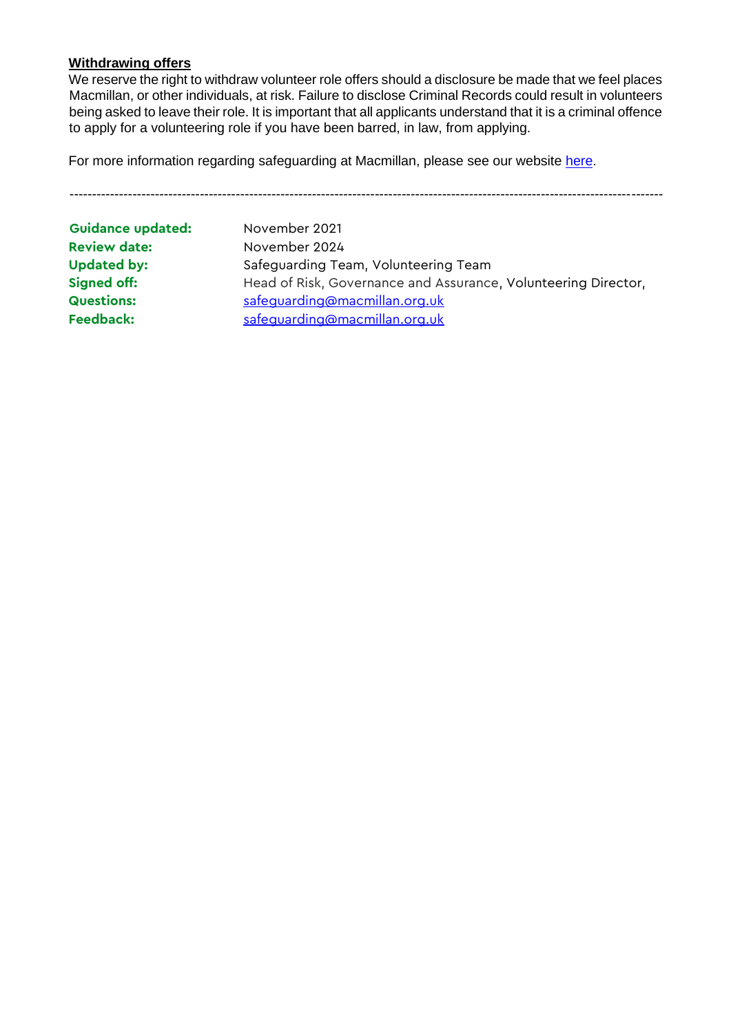**Withdrawing offers**

We reserve the right to withdraw volunteer role offers should a disclosure be made that we feel places Macmillan, or other individuals, at risk. Failure to disclose Criminal Records could result in volunteers being asked to leave their role. It is important that all applicants understand that it is a criminal offence to apply for a volunteering role if you have been barred, in law, from applying.

For more information regarding safeguarding at Macmillan, please see our website here.

---

| | |
|---|---|
| **Guidance updated:** | November 2021 |
| **Review date:** | November 2024 |
| **Updated by:** | Safeguarding Team, Volunteering Team |
| **Signed off:** | Head of Risk, Governance and Assurance, Volunteering Director, |
| **Questions:** | safeguarding@macmillan.org.uk |
| **Feedback:** | safeguarding@macmillan.org.uk |